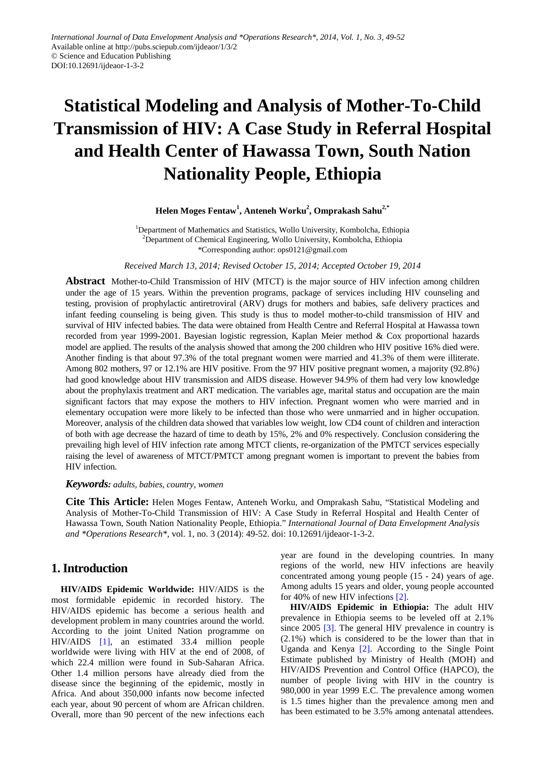International Journal of Data Envelopment Analysis and *Operations Research*, 2014, Vol. 1, No. 3, 49-52
Available online at http://pubs.sciepub.com/ijdeaor/1/3/2
© Science and Education Publishing
DOI:10.12691/ijdeaor-1-3-2

# Statistical Modeling and Analysis of Mother-To-Child Transmission of HIV: A Case Study in Referral Hospital and Health Center of Hawassa Town, South Nation Nationality People, Ethiopia

**Helen Moges Fentaw[1], Anteneh Worku[2], Omprakash Sahu[2,*]**

[1]Department of Mathematics and Statistics, Wollo University, Kombolcha, Ethiopia
[2]Department of Chemical Engineering, Wollo University, Kombolcha, Ethiopia
*Corresponding author: ops0121@gmail.com

*Received March 13, 2014; Revised October 15, 2014; Accepted October 19, 2014*

**Abstract** Mother-to-Child Transmission of HIV (MTCT) is the major source of HIV infection among children under the age of 15 years. Within the prevention programs, package of services including HIV counseling and testing, provision of prophylactic antiretroviral (ARV) drugs for mothers and babies, safe delivery practices and infant feeding counseling is being given. This study is thus to model mother-to-child transmission of HIV and survival of HIV infected babies. The data were obtained from Health Centre and Referral Hospital at Hawassa town recorded from year 1999-2001. Bayesian logistic regression, Kaplan Meier method & Cox proportional hazards model are applied. The results of the analysis showed that among the 200 children who HIV positive 16% died were. Another finding is that about 97.3% of the total pregnant women were married and 41.3% of them were illiterate. Among 802 mothers, 97 or 12.1% are HIV positive. From the 97 HIV positive pregnant women, a majority (92.8%) had good knowledge about HIV transmission and AIDS disease. However 94.9% of them had very low knowledge about the prophylaxis treatment and ART medication. The variables age, marital status and occupation are the main significant factors that may expose the mothers to HIV infection. Pregnant women who were married and in elementary occupation were more likely to be infected than those who were unmarried and in higher occupation. Moreover, analysis of the children data showed that variables low weight, low CD4 count of children and interaction of both with age decrease the hazard of time to death by 15%, 2% and 0% respectively. Conclusion considering the prevailing high level of HIV infection rate among MTCT clients, re-organization of the PMTCT services especially raising the level of awareness of MTCT/PMTCT among pregnant women is important to prevent the babies from HIV infection.

***Keywords:*** *adults, babies, country, women*

**Cite This Article:** Helen Moges Fentaw, Anteneh Worku, and Omprakash Sahu, "Statistical Modeling and Analysis of Mother-To-Child Transmission of HIV: A Case Study in Referral Hospital and Health Center of Hawassa Town, South Nation Nationality People, Ethiopia." *International Journal of Data Envelopment Analysis and *Operations Research**, vol. 1, no. 3 (2014): 49-52. doi: 10.12691/ijdeaor-1-3-2.

## 1. Introduction

**HIV/AIDS Epidemic Worldwide:** HIV/AIDS is the most formidable epidemic in recorded history. The HIV/AIDS epidemic has become a serious health and development problem in many countries around the world. According to the joint United Nation programme on HIV/AIDS [1], an estimated 33.4 million people worldwide were living with HIV at the end of 2008, of which 22.4 million were found in Sub-Saharan Africa. Other 1.4 million persons have already died from the disease since the beginning of the epidemic, mostly in Africa. And about 350,000 infants now become infected each year, about 90 percent of whom are African children. Overall, more than 90 percent of the new infections each year are found in the developing countries. In many regions of the world, new HIV infections are heavily concentrated among young people (15 - 24) years of age. Among adults 15 years and older, young people accounted for 40% of new HIV infections [2].

**HIV/AIDS Epidemic in Ethiopia:** The adult HIV prevalence in Ethiopia seems to be leveled off at 2.1% since 2005 [3]. The general HIV prevalence in country is (2.1%) which is considered to be the lower than that in Uganda and Kenya [2]. According to the Single Point Estimate published by Ministry of Health (MOH) and HIV/AIDS Prevention and Control Office (HAPCO), the number of people living with HIV in the country is 980,000 in year 1999 E.C. The prevalence among women is 1.5 times higher than the prevalence among men and has been estimated to be 3.5% among antenatal attendees.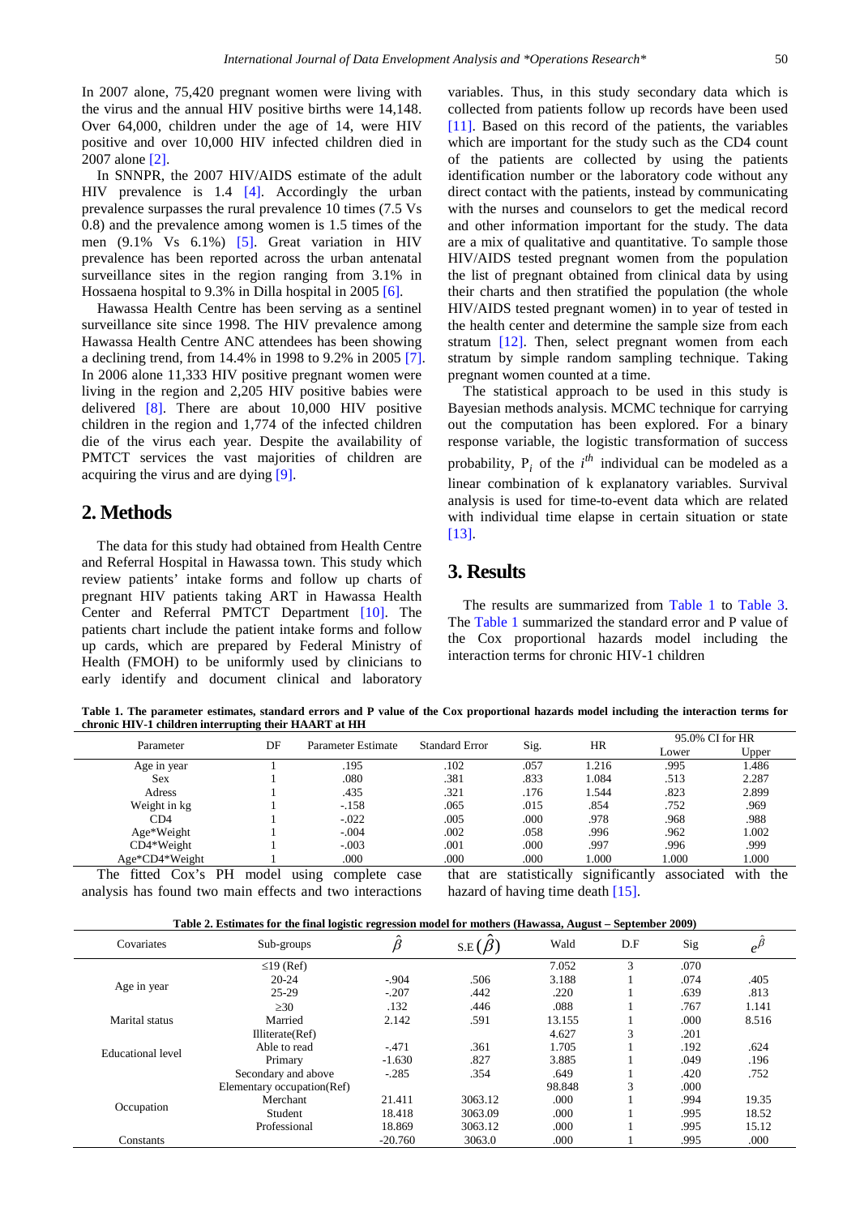In 2007 alone, 75,420 pregnant women were living with the virus and the annual HIV positive births were 14,148. Over 64,000, children under the age of 14, were HIV positive and over 10,000 HIV infected children died in 2007 alone [2].

In SNNPR, the 2007 HIV/AIDS estimate of the adult HIV prevalence is 1.4 [4]. Accordingly the urban prevalence surpasses the rural prevalence 10 times (7.5 Vs 0.8) and the prevalence among women is 1.5 times of the men (9.1% Vs 6.1%) [5]. Great variation in HIV prevalence has been reported across the urban antenatal surveillance sites in the region ranging from 3.1% in Hossaena hospital to 9.3% in Dilla hospital in 2005 [6].

Hawassa Health Centre has been serving as a sentinel surveillance site since 1998. The HIV prevalence among Hawassa Health Centre ANC attendees has been showing a declining trend, from 14.4% in 1998 to 9.2% in 2005 [7]. In 2006 alone 11,333 HIV positive pregnant women were living in the region and 2,205 HIV positive babies were delivered [8]. There are about 10,000 HIV positive children in the region and 1,774 of the infected children die of the virus each year. Despite the availability of PMTCT services the vast majorities of children are acquiring the virus and are dying [9].

## 2. Methods

The data for this study had obtained from Health Centre and Referral Hospital in Hawassa town. This study which review patients' intake forms and follow up charts of pregnant HIV patients taking ART in Hawassa Health Center and Referral PMTCT Department [10]. The patients chart include the patient intake forms and follow up cards, which are prepared by Federal Ministry of Health (FMOH) to be uniformly used by clinicians to early identify and document clinical and laboratory variables. Thus, in this study secondary data which is collected from patients follow up records have been used [11]. Based on this record of the patients, the variables which are important for the study such as the CD4 count of the patients are collected by using the patients identification number or the laboratory code without any direct contact with the patients, instead by communicating with the nurses and counselors to get the medical record and other information important for the study. The data are a mix of qualitative and quantitative. To sample those HIV/AIDS tested pregnant women from the population the list of pregnant obtained from clinical data by using their charts and then stratified the population (the whole HIV/AIDS tested pregnant women) in to year of tested in the health center and determine the sample size from each stratum [12]. Then, select pregnant women from each stratum by simple random sampling technique. Taking pregnant women counted at a time.

The statistical approach to be used in this study is Bayesian methods analysis. MCMC technique for carrying out the computation has been explored. For a binary response variable, the logistic transformation of success probability, $P_i$ of the $i^{th}$ individual can be modeled as a linear combination of k explanatory variables. Survival analysis is used for time-to-event data which are related with individual time elapse in certain situation or state [13].

## 3. Results

The results are summarized from Table 1 to Table 3. The Table 1 summarized the standard error and P value of the Cox proportional hazards model including the interaction terms for chronic HIV-1 children

**Table 1. The parameter estimates, standard errors and P value of the Cox proportional hazards model including the interaction terms for chronic HIV-1 children interrupting their HAART at HH**

| Parameter | DF | Parameter Estimate | Standard Error | Sig. | HR | 95.0% CI for HR | |
|---|---|---|---|---|---|---|---|
| | | | | | | Lower | Upper |
| Age in year | 1 | .195 | .102 | .057 | 1.216 | .995 | 1.486 |
| Sex | 1 | .080 | .381 | .833 | 1.084 | .513 | 2.287 |
| Adress | 1 | .435 | .321 | .176 | 1.544 | .823 | 2.899 |
| Weight in kg | 1 | -.158 | .065 | .015 | .854 | .752 | .969 |
| CD4 | 1 | -.022 | .005 | .000 | .978 | .968 | .988 |
| Age*Weight | 1 | -.004 | .002 | .058 | .996 | .962 | 1.002 |
| CD4*Weight | 1 | -.003 | .001 | .000 | .997 | .996 | .999 |
| Age*CD4*Weight | 1 | .000 | .000 | .000 | 1.000 | 1.000 | 1.000 |

The fitted Cox's PH model using complete case analysis has found two main effects and two interactions that are statistically significantly associated with the hazard of having time death [15].

**Table 2. Estimates for the final logistic regression model for mothers (Hawassa, August – September 2009)**

| Covariates | Sub-groups | $\hat{\beta}$ | S.E $(\hat{\beta})$ | Wald | D.F | Sig | $e^{\hat{\beta}}$ |
|---|---|---|---|---|---|---|---|
| Age in year | ≤19 (Ref) | | | 7.052 | 3 | .070 | |
| | 20-24 | -.904 | .506 | 3.188 | 1 | .074 | .405 |
| | 25-29 | -.207 | .442 | .220 | 1 | .639 | .813 |
| | ≥30 | .132 | .446 | .088 | 1 | .767 | 1.141 |
| Marital status | Married | 2.142 | .591 | 13.155 | 1 | .000 | 8.516 |
| Educational level | Illiterate(Ref) | | | 4.627 | 3 | .201 | |
| | Able to read | -.471 | .361 | 1.705 | 1 | .192 | .624 |
| | Primary | -1.630 | .827 | 3.885 | 1 | .049 | .196 |
| | Secondary and above | -.285 | .354 | .649 | 1 | .420 | .752 |
| Occupation | Elementary occupation(Ref) | | | 98.848 | 3 | .000 | |
| | Merchant | 21.411 | 3063.12 | .000 | 1 | .994 | 19.35 |
| | Student | 18.418 | 3063.09 | .000 | 1 | .995 | 18.52 |
| | Professional | 18.869 | 3063.12 | .000 | 1 | .995 | 15.12 |
| Constants | | -20.760 | 3063.0 | .000 | 1 | .995 | .000 |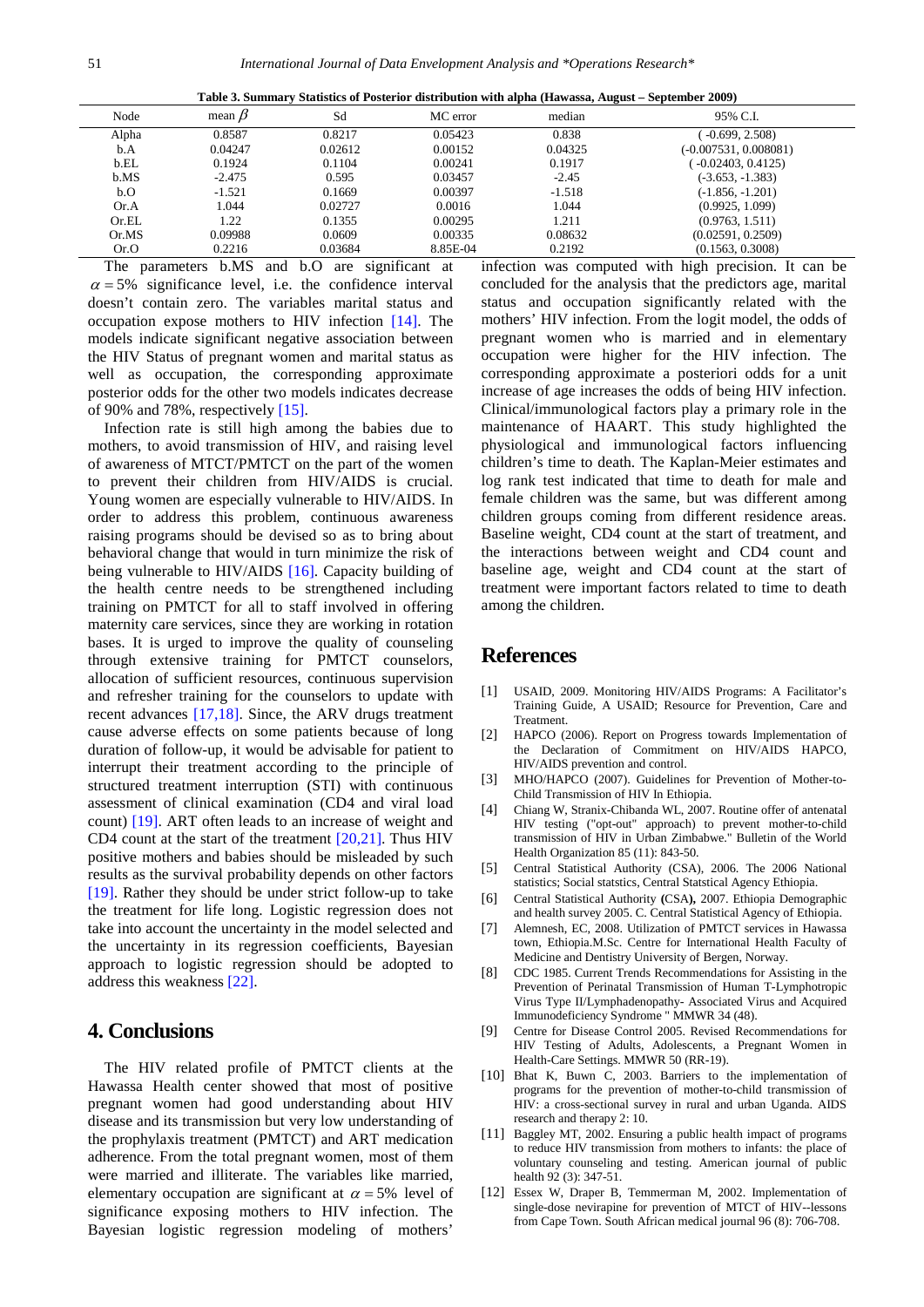**Table 3. Summary Statistics of Posterior distribution with alpha (Hawassa, August – September 2009)**

| Node | mean $\beta$ | Sd | MC error | median | 95% C.I. |
|---|---|---|---|---|---|
| Alpha | 0.8587 | 0.8217 | 0.05423 | 0.838 | ( -0.699, 2.508) |
| b.A | 0.04247 | 0.02612 | 0.00152 | 0.04325 | (-0.007531, 0.008081) |
| b.EL | 0.1924 | 0.1104 | 0.00241 | 0.1917 | ( -0.02403, 0.4125) |
| b.MS | -2.475 | 0.595 | 0.03457 | -2.45 | (-3.653, -1.383) |
| b.O | -1.521 | 0.1669 | 0.00397 | -1.518 | (-1.856, -1.201) |
| Or.A | 1.044 | 0.02727 | 0.0016 | 1.044 | (0.9925, 1.099) |
| Or.EL | 1.22 | 0.1355 | 0.00295 | 1.211 | (0.9763, 1.511) |
| Or.MS | 0.09988 | 0.0609 | 0.00335 | 0.08632 | (0.02591, 0.2509) |
| Or.O | 0.2216 | 0.03684 | 8.85E-04 | 0.2192 | (0.1563, 0.3008) |

The parameters b.MS and b.O are significant at $\alpha = 5\%$ significance level, i.e. the confidence interval doesn't contain zero. The variables marital status and occupation expose mothers to HIV infection [14]. The models indicate significant negative association between the HIV Status of pregnant women and marital status as well as occupation, the corresponding approximate posterior odds for the other two models indicates decrease of 90% and 78%, respectively [15].

Infection rate is still high among the babies due to mothers, to avoid transmission of HIV, and raising level of awareness of MTCT/PMTCT on the part of the women to prevent their children from HIV/AIDS is crucial. Young women are especially vulnerable to HIV/AIDS. In order to address this problem, continuous awareness raising programs should be devised so as to bring about behavioral change that would in turn minimize the risk of being vulnerable to HIV/AIDS [16]. Capacity building of the health centre needs to be strengthened including training on PMTCT for all to staff involved in offering maternity care services, since they are working in rotation bases. It is urged to improve the quality of counseling through extensive training for PMTCT counselors, allocation of sufficient resources, continuous supervision and refresher training for the counselors to update with recent advances [17,18]. Since, the ARV drugs treatment cause adverse effects on some patients because of long duration of follow-up, it would be advisable for patient to interrupt their treatment according to the principle of structured treatment interruption (STI) with continuous assessment of clinical examination (CD4 and viral load count) [19]. ART often leads to an increase of weight and CD4 count at the start of the treatment [20,21]. Thus HIV positive mothers and babies should be misleaded by such results as the survival probability depends on other factors [19]. Rather they should be under strict follow-up to take the treatment for life long. Logistic regression does not take into account the uncertainty in the model selected and the uncertainty in its regression coefficients, Bayesian approach to logistic regression should be adopted to address this weakness [22].

## 4. Conclusions

The HIV related profile of PMTCT clients at the Hawassa Health center showed that most of positive pregnant women had good understanding about HIV disease and its transmission but very low understanding of the prophylaxis treatment (PMTCT) and ART medication adherence. From the total pregnant women, most of them were married and illiterate. The variables like married, elementary occupation are significant at $\alpha = 5\%$ level of significance exposing mothers to HIV infection. The Bayesian logistic regression modeling of mothers' infection was computed with high precision. It can be concluded for the analysis that the predictors age, marital status and occupation significantly related with the mothers' HIV infection. From the logit model, the odds of pregnant women who is married and in elementary occupation were higher for the HIV infection. The corresponding approximate a posteriori odds for a unit increase of age increases the odds of being HIV infection. Clinical/immunological factors play a primary role in the maintenance of HAART. This study highlighted the physiological and immunological factors influencing children's time to death. The Kaplan-Meier estimates and log rank test indicated that time to death for male and female children was the same, but was different among children groups coming from different residence areas. Baseline weight, CD4 count at the start of treatment, and the interactions between weight and CD4 count and baseline age, weight and CD4 count at the start of treatment were important factors related to time to death among the children.

## References

[1] USAID, 2009. Monitoring HIV/AIDS Programs: A Facilitator's Training Guide, A USAID; Resource for Prevention, Care and Treatment.

[2] HAPCO (2006). Report on Progress towards Implementation of the Declaration of Commitment on HIV/AIDS HAPCO, HIV/AIDS prevention and control.

[3] MHO/HAPCO (2007). Guidelines for Prevention of Mother-to-Child Transmission of HIV In Ethiopia.

[4] Chiang W, Stranix-Chibanda WL, 2007. Routine offer of antenatal HIV testing ("opt-out" approach) to prevent mother-to-child transmission of HIV in Urban Zimbabwe." Bulletin of the World Health Organization 85 (11): 843-50.

[5] Central Statistical Authority (CSA), 2006. The 2006 National statistics; Social statstics, Central Statstical Agency Ethiopia.

[6] Central Statistical Authority **(**CSA**),** 2007. Ethiopia Demographic and health survey 2005. C. Central Statistical Agency of Ethiopia.

[7] Alemnesh, EC, 2008. Utilization of PMTCT services in Hawassa town, Ethiopia.M.Sc. Centre for International Health Faculty of Medicine and Dentistry University of Bergen, Norway.

[8] CDC 1985. Current Trends Recommendations for Assisting in the Prevention of Perinatal Transmission of Human T-Lymphotropic Virus Type II/Lymphadenopathy- Associated Virus and Acquired Immunodeficiency Syndrome " MMWR 34 (48).

[9] Centre for Disease Control 2005. Revised Recommendations for HIV Testing of Adults, Adolescents, a Pregnant Women in Health-Care Settings. MMWR 50 (RR-19).

[10] Bhat K, Buwn C, 2003. Barriers to the implementation of programs for the prevention of mother-to-child transmission of HIV: a cross-sectional survey in rural and urban Uganda. AIDS research and therapy 2: 10.

[11] Baggley MT, 2002. Ensuring a public health impact of programs to reduce HIV transmission from mothers to infants: the place of voluntary counseling and testing. American journal of public health 92 (3): 347-51.

[12] Essex W, Draper B, Temmerman M, 2002. Implementation of single-dose nevirapine for prevention of MTCT of HIV--lessons from Cape Town. South African medical journal 96 (8): 706-708.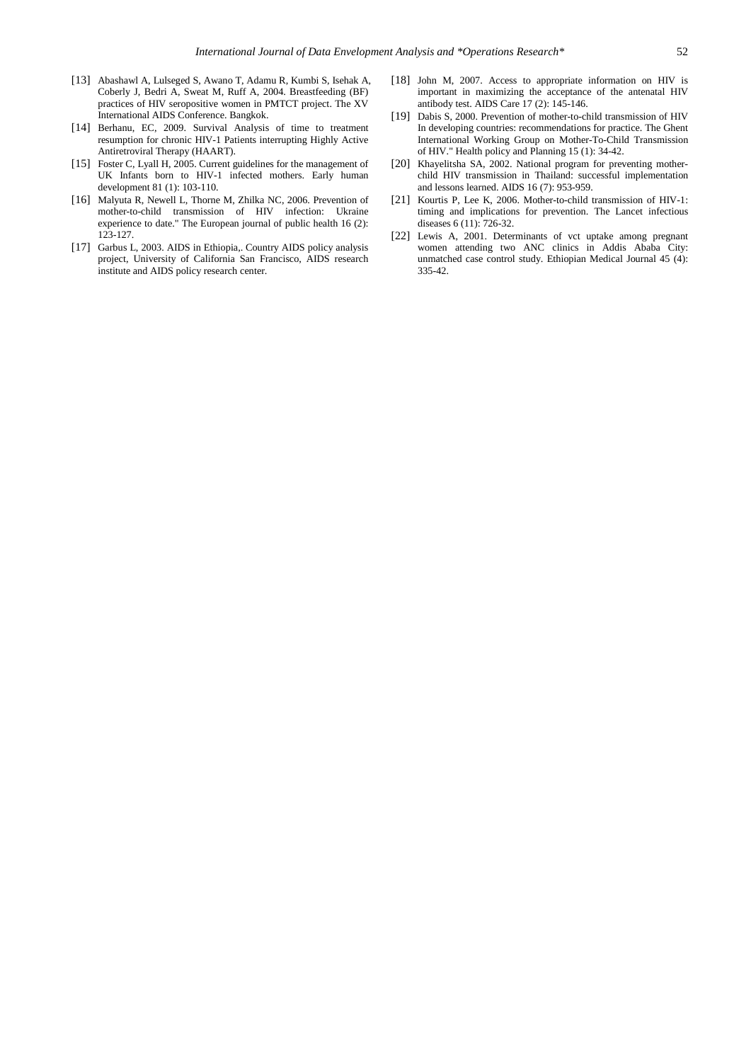[13] Abashawl A, Lulseged S, Awano T, Adamu R, Kumbi S, Isehak A, Coberly J, Bedri A, Sweat M, Ruff A, 2004. Breastfeeding (BF) practices of HIV seropositive women in PMTCT project. The XV International AIDS Conference. Bangkok.

[14] Berhanu, EC, 2009. Survival Analysis of time to treatment resumption for chronic HIV-1 Patients interrupting Highly Active Antiretroviral Therapy (HAART).

[15] Foster C, Lyall H, 2005. Current guidelines for the management of UK Infants born to HIV-1 infected mothers. Early human development 81 (1): 103-110.

[16] Malyuta R, Newell L, Thorne M, Zhilka NC, 2006. Prevention of mother-to-child transmission of HIV infection: Ukraine experience to date." The European journal of public health 16 (2): 123-127.

[17] Garbus L, 2003. AIDS in Ethiopia,. Country AIDS policy analysis project, University of California San Francisco, AIDS research institute and AIDS policy research center.

[18] John M, 2007. Access to appropriate information on HIV is important in maximizing the acceptance of the antenatal HIV antibody test. AIDS Care 17 (2): 145-146.

[19] Dabis S, 2000. Prevention of mother-to-child transmission of HIV In developing countries: recommendations for practice. The Ghent International Working Group on Mother-To-Child Transmission of HIV." Health policy and Planning 15 (1): 34-42.

[20] Khayelitsha SA, 2002. National program for preventing mother-child HIV transmission in Thailand: successful implementation and lessons learned. AIDS 16 (7): 953-959.

[21] Kourtis P, Lee K, 2006. Mother-to-child transmission of HIV-1: timing and implications for prevention. The Lancet infectious diseases 6 (11): 726-32.

[22] Lewis A, 2001. Determinants of vct uptake among pregnant women attending two ANC clinics in Addis Ababa City: unmatched case control study. Ethiopian Medical Journal 45 (4): 335-42.